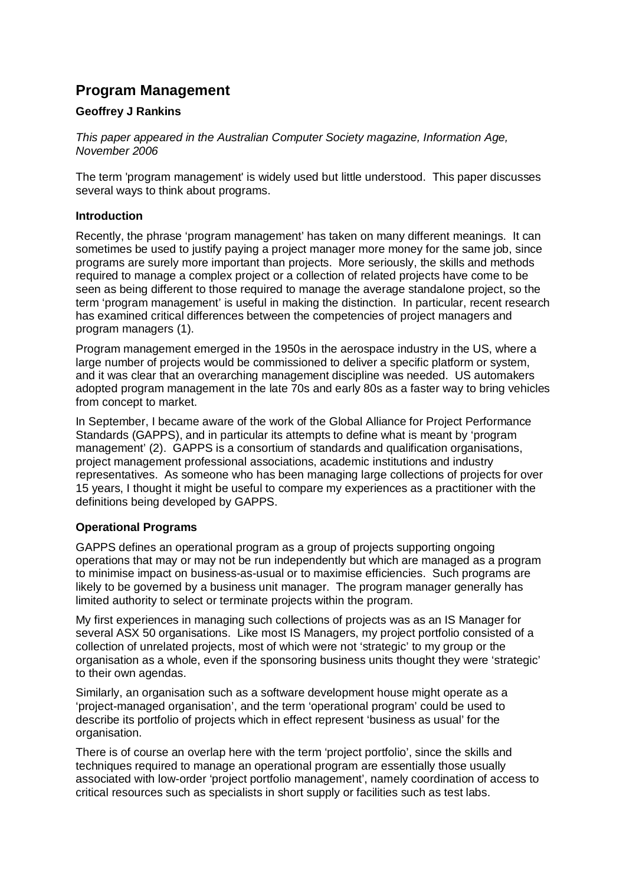# Program Management

**Geoffrey J Rankins**

*This paper appeared in the Australian Computer Society magazine, Information Age, November 2006*

The term 'program management' is widely used but little understood. This paper discusses several ways to think about programs.

### Introduction

Recently, the phrase 'program management' has taken on many different meanings. It can sometimes be used to justify paying a project manager more money for the same job, since programs are surely more important than projects. More seriously, the skills and methods required to manage a complex project or a collection of related projects have come to be seen as being different to those required to manage the average standalone project, so the term 'program management' is useful in making the distinction. In particular, recent research has examined critical differences between the competencies of project managers and program managers (1).

Program management emerged in the 1950s in the aerospace industry in the US, where a large number of projects would be commissioned to deliver a specific platform or system, and it was clear that an overarching management discipline was needed. US automakers adopted program management in the late 70s and early 80s as a faster way to bring vehicles from concept to market.

In September, I became aware of the work of the Global Alliance for Project Performance Standards (GAPPS), and in particular its attempts to define what is meant by 'program management' (2). GAPPS is a consortium of standards and qualification organisations, project management professional associations, academic institutions and industry representatives. As someone who has been managing large collections of projects for over 15 years, I thought it might be useful to compare my experiences as a practitioner with the definitions being developed by GAPPS.

### Operational Programs

GAPPS defines an operational program as a group of projects supporting ongoing operations that may or may not be run independently but which are managed as a program to minimise impact on business-as-usual or to maximise efficiencies. Such programs are likely to be governed by a business unit manager. The program manager generally has limited authority to select or terminate projects within the program.

My first experiences in managing such collections of projects was as an IS Manager for several ASX 50 organisations. Like most IS Managers, my project portfolio consisted of a collection of unrelated projects, most of which were not 'strategic' to my group or the organisation as a whole, even if the sponsoring business units thought they were 'strategic' to their own agendas.

Similarly, an organisation such as a software development house might operate as a 'project-managed organisation', and the term 'operational program' could be used to describe its portfolio of projects which in effect represent 'business as usual' for the organisation.

There is of course an overlap here with the term 'project portfolio', since the skills and techniques required to manage an operational program are essentially those usually associated with low-order 'project portfolio management', namely coordination of access to critical resources such as specialists in short supply or facilities such as test labs.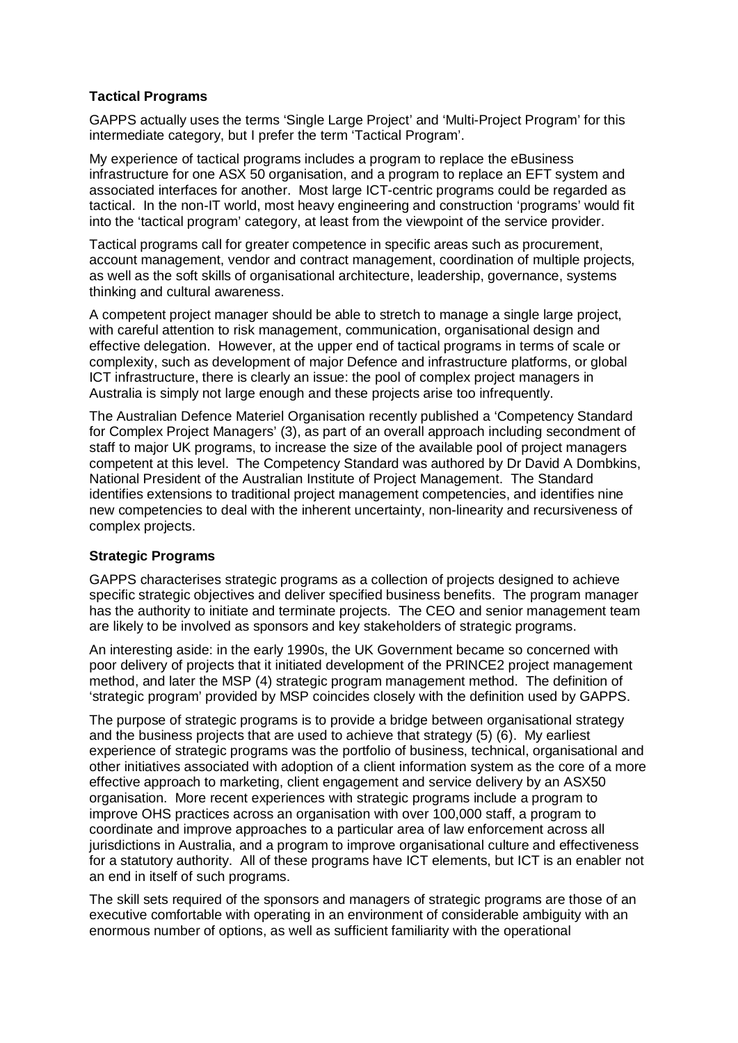**Tactical Programs**

GAPPS actually uses the terms 'Single Large Project' and 'Multi-Project Program' for this intermediate category, but I prefer the term 'Tactical Program'.

My experience of tactical programs includes a program to replace the eBusiness infrastructure for one ASX 50 organisation, and a program to replace an EFT system and associated interfaces for another. Most large ICT-centric programs could be regarded as tactical. In the non-IT world, most heavy engineering and construction 'programs' would fit into the 'tactical program' category, at least from the viewpoint of the service provider.

Tactical programs call for greater competence in specific areas such as procurement, account management, vendor and contract management, coordination of multiple projects, as well as the soft skills of organisational architecture, leadership, governance, systems thinking and cultural awareness.

A competent project manager should be able to stretch to manage a single large project, with careful attention to risk management, communication, organisational design and effective delegation. However, at the upper end of tactical programs in terms of scale or complexity, such as development of major Defence and infrastructure platforms, or global ICT infrastructure, there is clearly an issue: the pool of complex project managers in Australia is simply not large enough and these projects arise too infrequently.

The Australian Defence Materiel Organisation recently published a 'Competency Standard for Complex Project Managers' (3), as part of an overall approach including secondment of staff to major UK programs, to increase the size of the available pool of project managers competent at this level. The Competency Standard was authored by Dr David A Dombkins, National President of the Australian Institute of Project Management. The Standard identifies extensions to traditional project management competencies, and identifies nine new competencies to deal with the inherent uncertainty, non-linearity and recursiveness of complex projects.

**Strategic Programs**

GAPPS characterises strategic programs as a collection of projects designed to achieve specific strategic objectives and deliver specified business benefits. The program manager has the authority to initiate and terminate projects. The CEO and senior management team are likely to be involved as sponsors and key stakeholders of strategic programs.

An interesting aside: in the early 1990s, the UK Government became so concerned with poor delivery of projects that it initiated development of the PRINCE2 project management method, and later the MSP (4) strategic program management method. The definition of 'strategic program' provided by MSP coincides closely with the definition used by GAPPS.

The purpose of strategic programs is to provide a bridge between organisational strategy and the business projects that are used to achieve that strategy (5) (6). My earliest experience of strategic programs was the portfolio of business, technical, organisational and other initiatives associated with adoption of a client information system as the core of a more effective approach to marketing, client engagement and service delivery by an ASX50 organisation. More recent experiences with strategic programs include a program to improve OHS practices across an organisation with over 100,000 staff, a program to coordinate and improve approaches to a particular area of law enforcement across all jurisdictions in Australia, and a program to improve organisational culture and effectiveness for a statutory authority. All of these programs have ICT elements, but ICT is an enabler not an end in itself of such programs.

The skill sets required of the sponsors and managers of strategic programs are those of an executive comfortable with operating in an environment of considerable ambiguity with an enormous number of options, as well as sufficient familiarity with the operational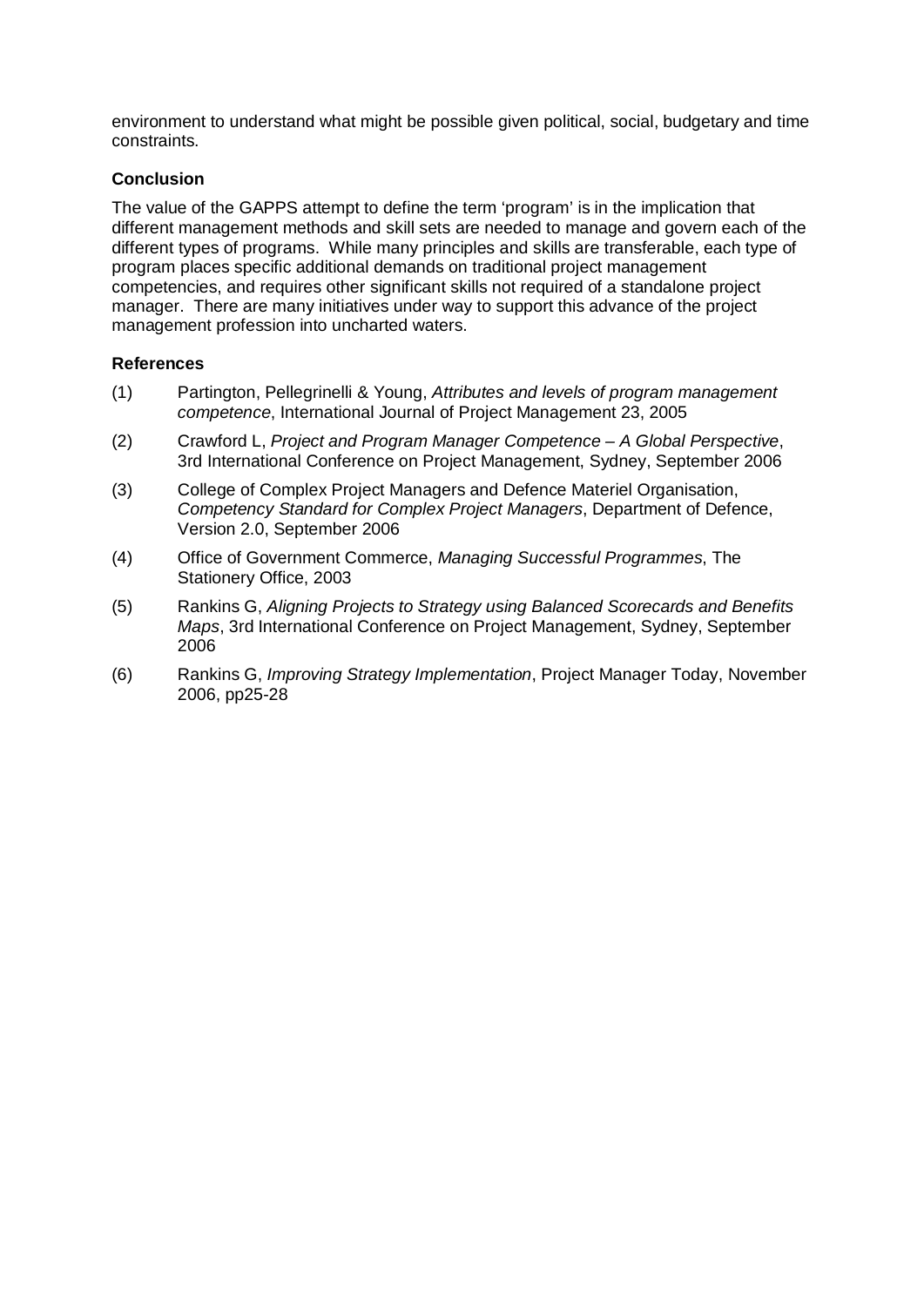environment to understand what might be possible given political, social, budgetary and time constraints.

**Conclusion**

The value of the GAPPS attempt to define the term 'program' is in the implication that different management methods and skill sets are needed to manage and govern each of the different types of programs. While many principles and skills are transferable, each type of program places specific additional demands on traditional project management competencies, and requires other significant skills not required of a standalone project manager. There are many initiatives under way to support this advance of the project management profession into uncharted waters.

**References**

(1) Partington, Pellegrinelli & Young, *Attributes and levels of program management competence*, International Journal of Project Management 23, 2005

(2) Crawford L, *Project and Program Manager Competence – A Global Perspective*, 3rd International Conference on Project Management, Sydney, September 2006

(3) College of Complex Project Managers and Defence Materiel Organisation, *Competency Standard for Complex Project Managers*, Department of Defence, Version 2.0, September 2006

(4) Office of Government Commerce, *Managing Successful Programmes*, The Stationery Office, 2003

(5) Rankins G, *Aligning Projects to Strategy using Balanced Scorecards and Benefits Maps*, 3rd International Conference on Project Management, Sydney, September 2006

(6) Rankins G, *Improving Strategy Implementation*, Project Manager Today, November 2006, pp25-28